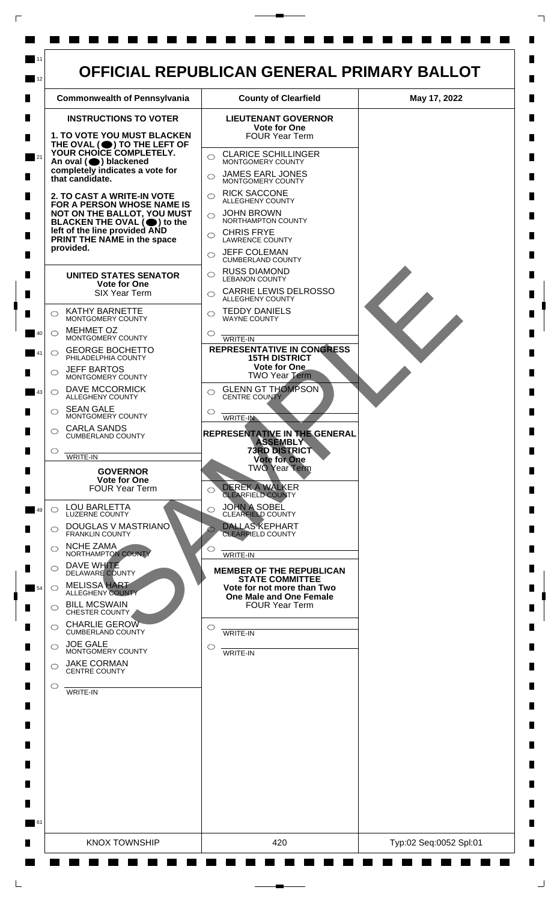# OFFICIAL REPUBLICAN GENERAL PRIMARY BALLOT

| Commonwealth of Pennsylvania | County of Clearfield | May 17, 2022 |
|---|---|---|

## INSTRUCTIONS TO VOTER

**1. TO VOTE YOU MUST BLACKEN THE OVAL (⬬) TO THE LEFT OF YOUR CHOICE COMPLETELY.** An oval (⬬) blackened completely indicates a vote for that candidate.

**2. TO CAST A WRITE-IN VOTE FOR A PERSON WHOSE NAME IS NOT ON THE BALLOT, YOU MUST BLACKEN THE OVAL (⬬) to the left of the line provided AND PRINT THE NAME in the space provided.**

### UNITED STATES SENATOR
**Vote for One**
SIX Year Term

- ○ KATHY BARNETTE — MONTGOMERY COUNTY
- ○ MEHMET OZ — MONTGOMERY COUNTY
- ○ GEORGE BOCHETTO — PHILADELPHIA COUNTY
- ○ JEFF BARTOS — MONTGOMERY COUNTY
- ○ DAVE MCCORMICK — ALLEGHENY COUNTY
- ○ SEAN GALE — MONTGOMERY COUNTY
- ○ CARLA SANDS — CUMBERLAND COUNTY
- ○ ________ WRITE-IN

### GOVERNOR
**Vote for One**
FOUR Year Term

- ○ LOU BARLETTA — LUZERNE COUNTY
- ○ DOUGLAS V MASTRIANO — FRANKLIN COUNTY
- ○ NCHE ZAMA — NORTHAMPTON COUNTY
- ○ DAVE WHITE — DELAWARE COUNTY
- ○ MELISSA HART — ALLEGHENY COUNTY
- ○ BILL MCSWAIN — CHESTER COUNTY
- ○ CHARLIE GEROW — CUMBERLAND COUNTY
- ○ JOE GALE — MONTGOMERY COUNTY
- ○ JAKE CORMAN — CENTRE COUNTY
- ○ ________ WRITE-IN

### LIEUTENANT GOVERNOR
**Vote for One**
FOUR Year Term

- ○ CLARICE SCHILLINGER — MONTGOMERY COUNTY
- ○ JAMES EARL JONES — MONTGOMERY COUNTY
- ○ RICK SACCONE — ALLEGHENY COUNTY
- ○ JOHN BROWN — NORTHAMPTON COUNTY
- ○ CHRIS FRYE — LAWRENCE COUNTY
- ○ JEFF COLEMAN — CUMBERLAND COUNTY
- ○ RUSS DIAMOND — LEBANON COUNTY
- ○ CARRIE LEWIS DELROSSO — ALLEGHENY COUNTY
- ○ TEDDY DANIELS — WAYNE COUNTY
- ○ ________ WRITE-IN

### REPRESENTATIVE IN CONGRESS
**15TH DISTRICT**
**Vote for One**
TWO Year Term

- ○ GLENN GT THOMPSON — CENTRE COUNTY
- ○ ________ WRITE-IN

### REPRESENTATIVE IN THE GENERAL ASSEMBLY
**73RD DISTRICT**
**Vote for One**
TWO Year Term

- ○ DEREK A WALKER — CLEARFIELD COUNTY
- ○ JOHN A SOBEL — CLEARFIELD COUNTY
- ○ DALLAS KEPHART — CLEARFIELD COUNTY
- ○ ________ WRITE-IN

### MEMBER OF THE REPUBLICAN STATE COMMITTEE
**Vote for not more than Two**
**One Male and One Female**
FOUR Year Term

- ○ ________ WRITE-IN
- ○ ________ WRITE-IN

SAMPLE

| KNOX TOWNSHIP | 420 | Typ:02 Seq:0052 Spl:01 |
|---|---|---|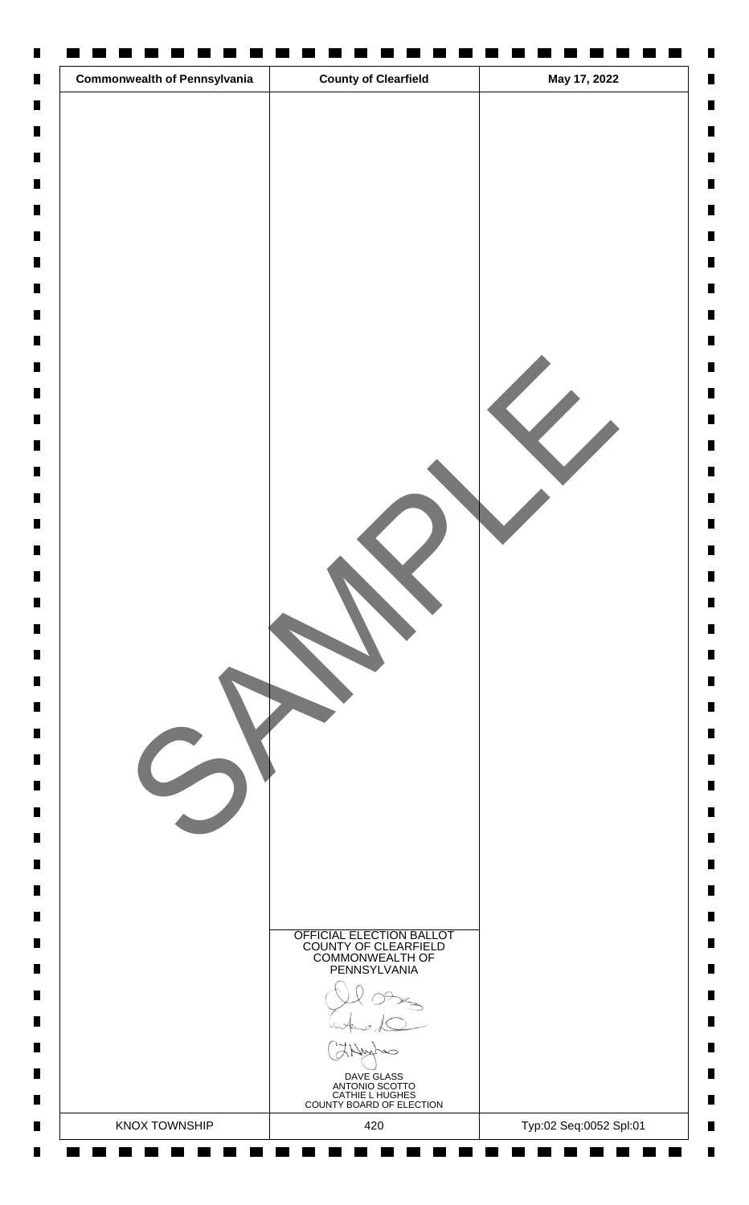| Commonwealth of Pennsylvania | County of Clearfield | May 17, 2022 |
| --- | --- | --- |
| | OFFICIAL ELECTION BALLOT<br>COUNTY OF CLEARFIELD<br>COMMONWEALTH OF PENNSYLVANIA<br><br>DAVE GLASS<br>ANTONIO SCOTTO<br>CATHIE L HUGHES<br>COUNTY BOARD OF ELECTION | |
| KNOX TOWNSHIP | 420 | Typ:02 Seq:0052 Spl:01 |

SAMPLE